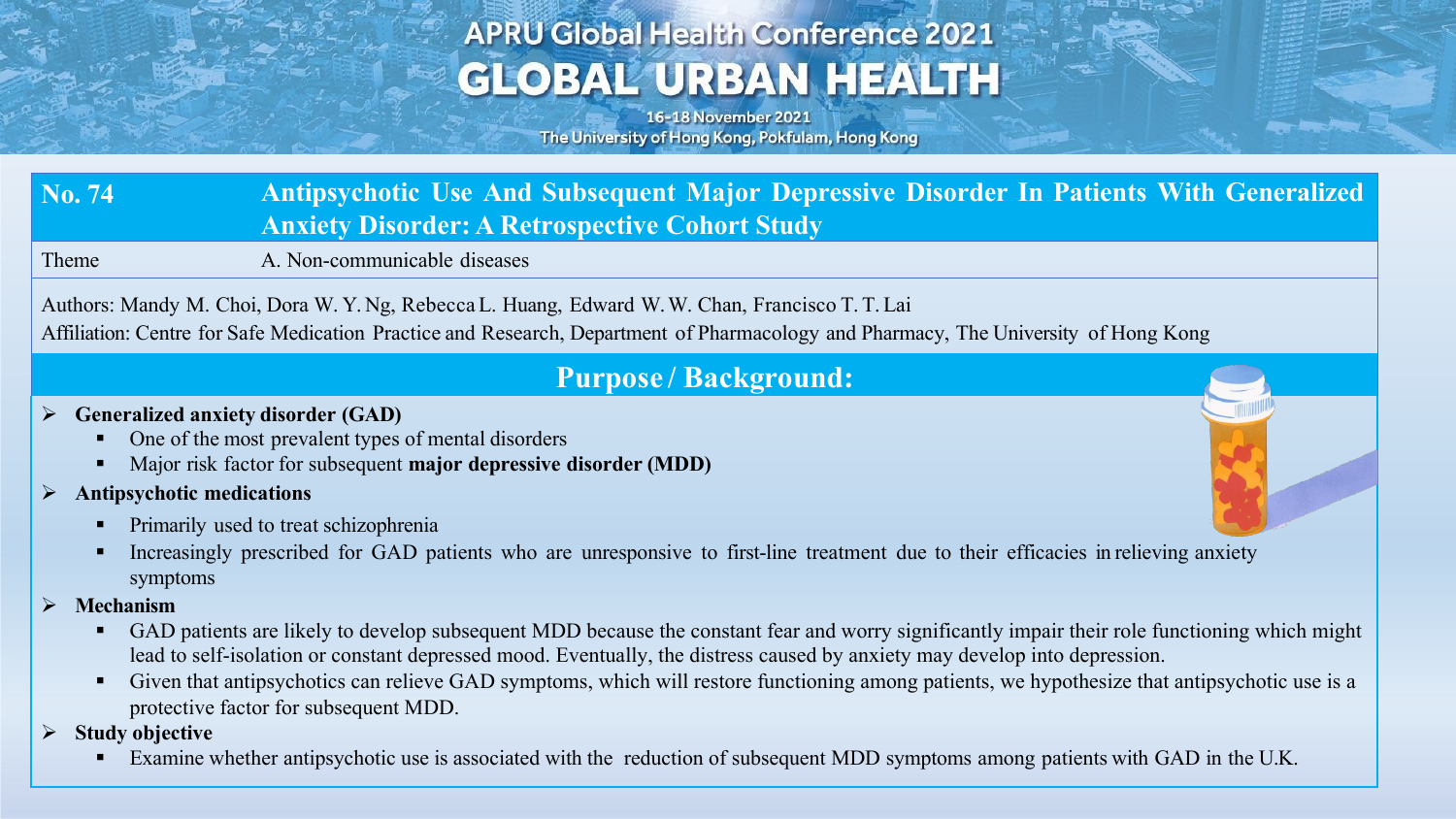# APRU Global Health Conference 2021

# GLOBAL URBAN HEALTH

16-18 November 2021
The University of Hong Kong, Pokfulam, Hong Kong

| No. 74 | Antipsychotic Use And Subsequent Major Depressive Disorder In Patients With Generalized Anxiety Disorder: A Retrospective Cohort Study |
|---|---|
| Theme | A. Non-communicable diseases |

Authors: Mandy M. Choi, Dora W. Y. Ng, Rebecca L. Huang, Edward W. W. Chan, Francisco T. T. Lai

Affiliation: Centre for Safe Medication Practice and Research, Department of Pharmacology and Pharmacy, The University of Hong Kong

## Purpose / Background:

- **Generalized anxiety disorder (GAD)**
  - One of the most prevalent types of mental disorders
  - Major risk factor for subsequent **major depressive disorder (MDD)**
- **Antipsychotic medications**
  - Primarily used to treat schizophrenia
  - Increasingly prescribed for GAD patients who are unresponsive to first-line treatment due to their efficacies in relieving anxiety symptoms
- **Mechanism**
  - GAD patients are likely to develop subsequent MDD because the constant fear and worry significantly impair their role functioning which might lead to self-isolation or constant depressed mood. Eventually, the distress caused by anxiety may develop into depression.
  - Given that antipsychotics can relieve GAD symptoms, which will restore functioning among patients, we hypothesize that antipsychotic use is a protective factor for subsequent MDD.
- **Study objective**
  - Examine whether antipsychotic use is associated with the reduction of subsequent MDD symptoms among patients with GAD in the U.K.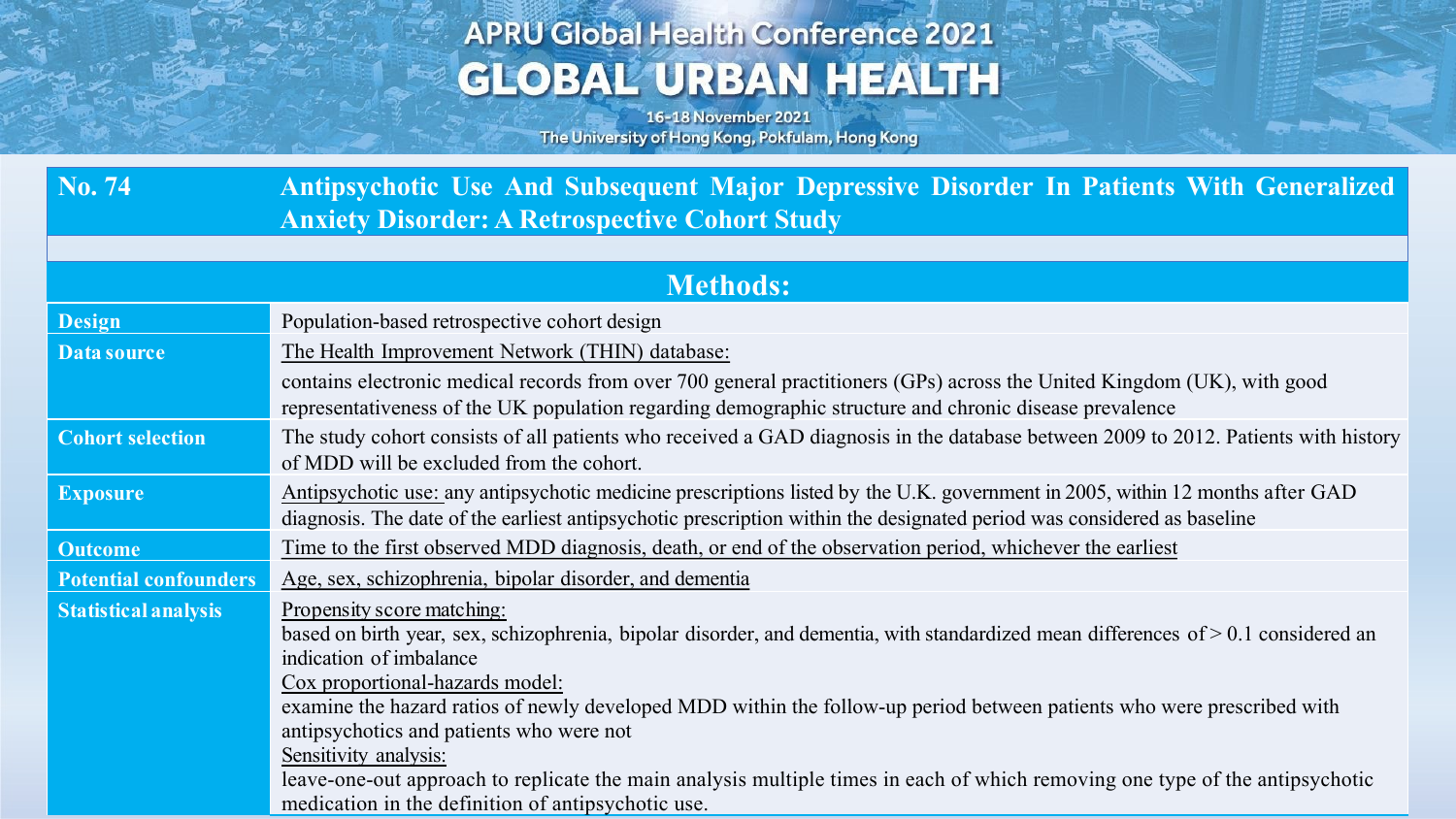## No. 74 Antipsychotic Use And Subsequent Major Depressive Disorder In Patients With Generalized Anxiety Disorder: A Retrospective Cohort Study

### Methods:

| | |
|---|---|
| **Design** | Population-based retrospective cohort design |
| **Data source** | The Health Improvement Network (THIN) database: contains electronic medical records from over 700 general practitioners (GPs) across the United Kingdom (UK), with good representativeness of the UK population regarding demographic structure and chronic disease prevalence |
| **Cohort selection** | The study cohort consists of all patients who received a GAD diagnosis in the database between 2009 to 2012. Patients with history of MDD will be excluded from the cohort. |
| **Exposure** | Antipsychotic use: any antipsychotic medicine prescriptions listed by the U.K. government in 2005, within 12 months after GAD diagnosis. The date of the earliest antipsychotic prescription within the designated period was considered as baseline |
| **Outcome** | Time to the first observed MDD diagnosis, death, or end of the observation period, whichever the earliest |
| **Potential confounders** | Age, sex, schizophrenia, bipolar disorder, and dementia |
| **Statistical analysis** | Propensity score matching: based on birth year, sex, schizophrenia, bipolar disorder, and dementia, with standardized mean differences of > 0.1 considered an indication of imbalance<br>Cox proportional-hazards model: examine the hazard ratios of newly developed MDD within the follow-up period between patients who were prescribed with antipsychotics and patients who were not<br>Sensitivity analysis: leave-one-out approach to replicate the main analysis multiple times in each of which removing one type of the antipsychotic medication in the definition of antipsychotic use. |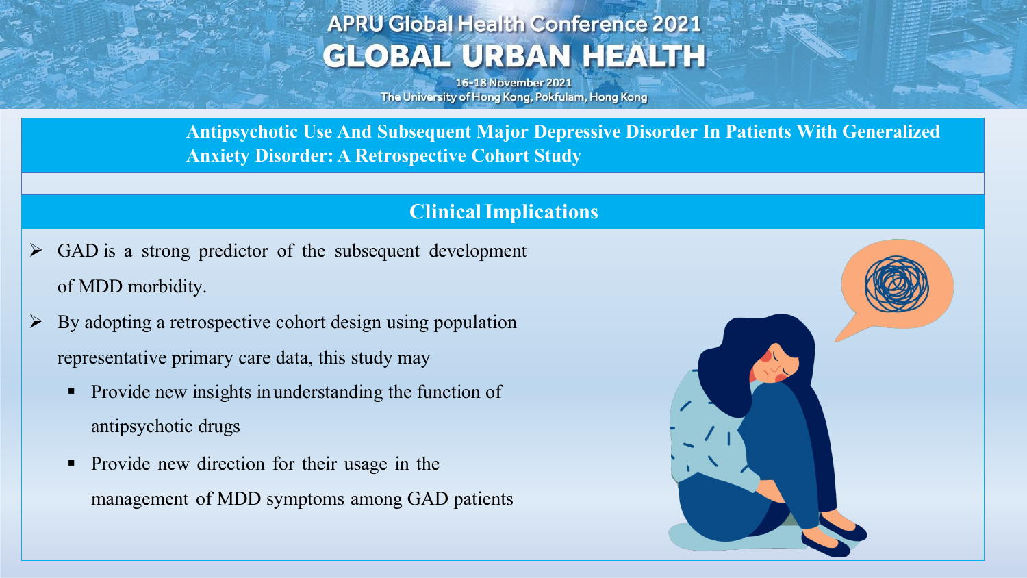## Antipsychotic Use And Subsequent Major Depressive Disorder In Patients With Generalized Anxiety Disorder: A Retrospective Cohort Study

### Clinical Implications

- GAD is a strong predictor of the subsequent development of MDD morbidity.
- By adopting a retrospective cohort design using population representative primary care data, this study may
  - Provide new insights in understanding the function of antipsychotic drugs
  - Provide new direction for their usage in the management of MDD symptoms among GAD patients